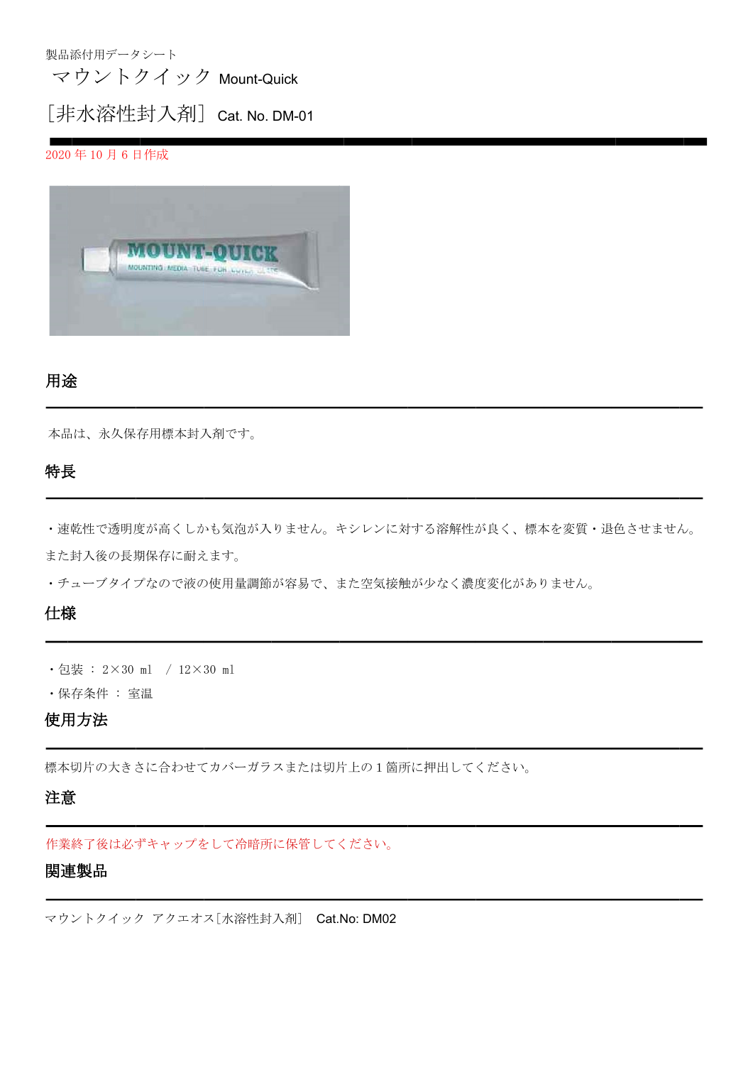製品添付用データシート

# マウントクイック Mount-Quick

# ［非水溶性封入剤］ Cat. No. DM-01

2020 年 10 月 6 日作成

## 用途

本品は、永久保存用標本封入剤です。

## 特長

・速乾性で透明度が高くしかも気泡が入りません。キシレンに対する溶解性が良く、標本を変質・退色させません。また封入後の長期保存に耐えます。

・チューブタイプなので液の使用量調節が容易で、また空気接触が少なく濃度変化がありません。

## 仕様

・包装 ： 2×30 ml ／ 12×30 ml

・保存条件 ： 室温

## 使用方法

標本切片の大きさに合わせてカバーガラスまたは切片上の 1 箇所に押出してください。

## 注意

作業終了後は必ずキャップをして冷暗所に保管してください。

## 関連製品

マウントクイック アクエオス［水溶性封入剤］ Cat.No: DM02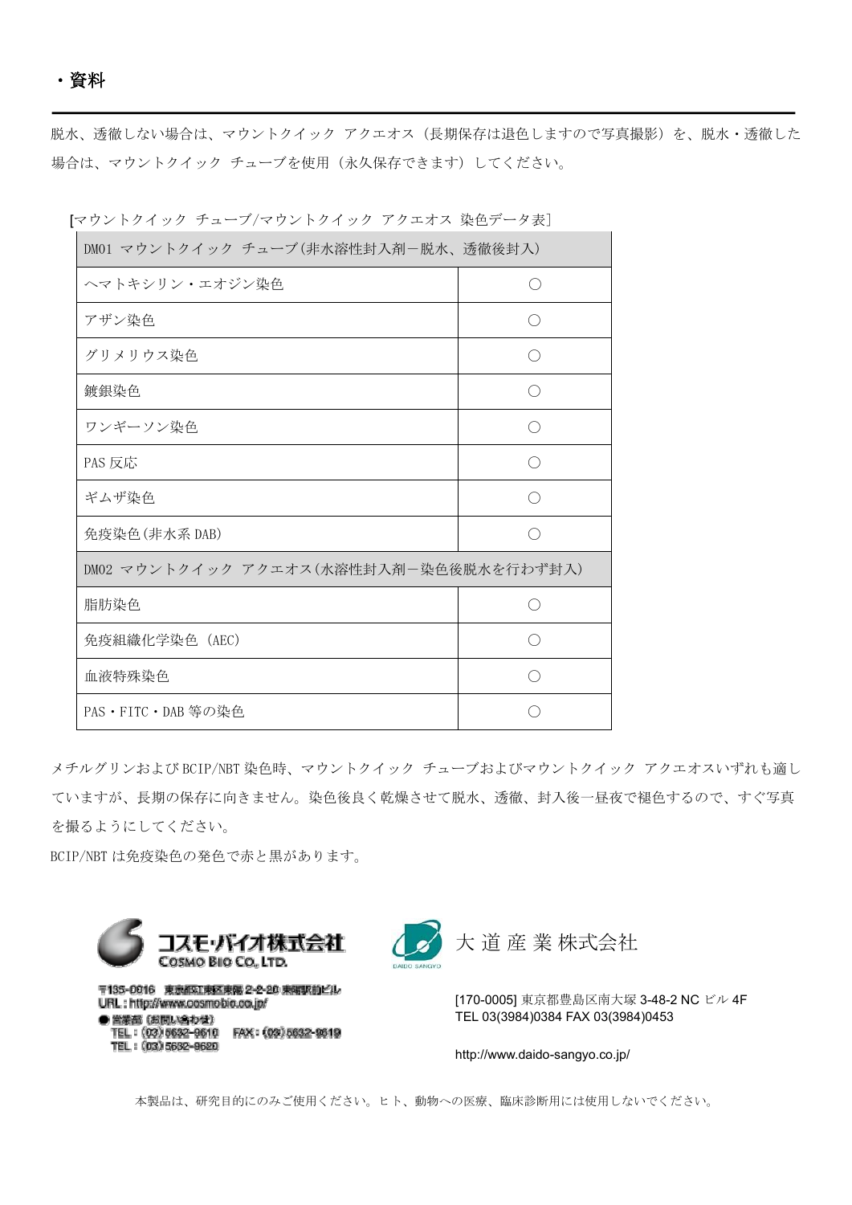## ・資料

脱水、透徹しない場合は、マウントクイック アクエオス（長期保存は退色しますので写真撮影）を、脱水・透徹した場合は、マウントクイック チューブを使用（永久保存できます）してください。

[マウントクイック チューブ/マウントクイック アクエオス 染色データ表]

| DM01 マウントクイック チューブ(非水溶性封入剤－脱水、透徹後封入) | |
|---|---|
| ヘマトキシリン・エオジン染色 | ○ |
| アザン染色 | ○ |
| グリメリウス染色 | ○ |
| 鍍銀染色 | ○ |
| ワンギーソン染色 | ○ |
| PAS 反応 | ○ |
| ギムザ染色 | ○ |
| 免疫染色(非水系 DAB) | ○ |
| **DM02 マウントクイック アクエオス(水溶性封入剤－染色後脱水を行わず封入)** | |
| 脂肪染色 | ○ |
| 免疫組織化学染色 (AEC) | ○ |
| 血液特殊染色 | ○ |
| PAS・FITC・DAB 等の染色 | ○ |

メチルグリンおよび BCIP/NBT 染色時、マウントクイック チューブおよびマウントクイック アクエオスいずれも適していますが、長期の保存に向きません。染色後良く乾燥させて脱水、透徹、封入後一昼夜で褪色するので、すぐ写真を撮るようにしてください。

BCIP/NBT は免疫染色の発色で赤と黒があります。

コスモ・バイオ株式会社
COSMO BIO CO., LTD.

〒135-0016 東京都江東区東陽 2-2-20 東陽駅前ビル
URL : http://www.cosmobio.co.jp/
● 営業部（お問い合わせ）
TEL : (03) 5632-9610 FAX : (03) 5632-9619
TEL : (03) 5632-9620

大道産業株式会社

[170-0005] 東京都豊島区南大塚 3-48-2 NC ビル 4F
TEL 03(3984)0384 FAX 03(3984)0453

http://www.daido-sangyo.co.jp/

本製品は、研究目的にのみご使用ください。ヒト、動物への医療、臨床診断用には使用しないでください。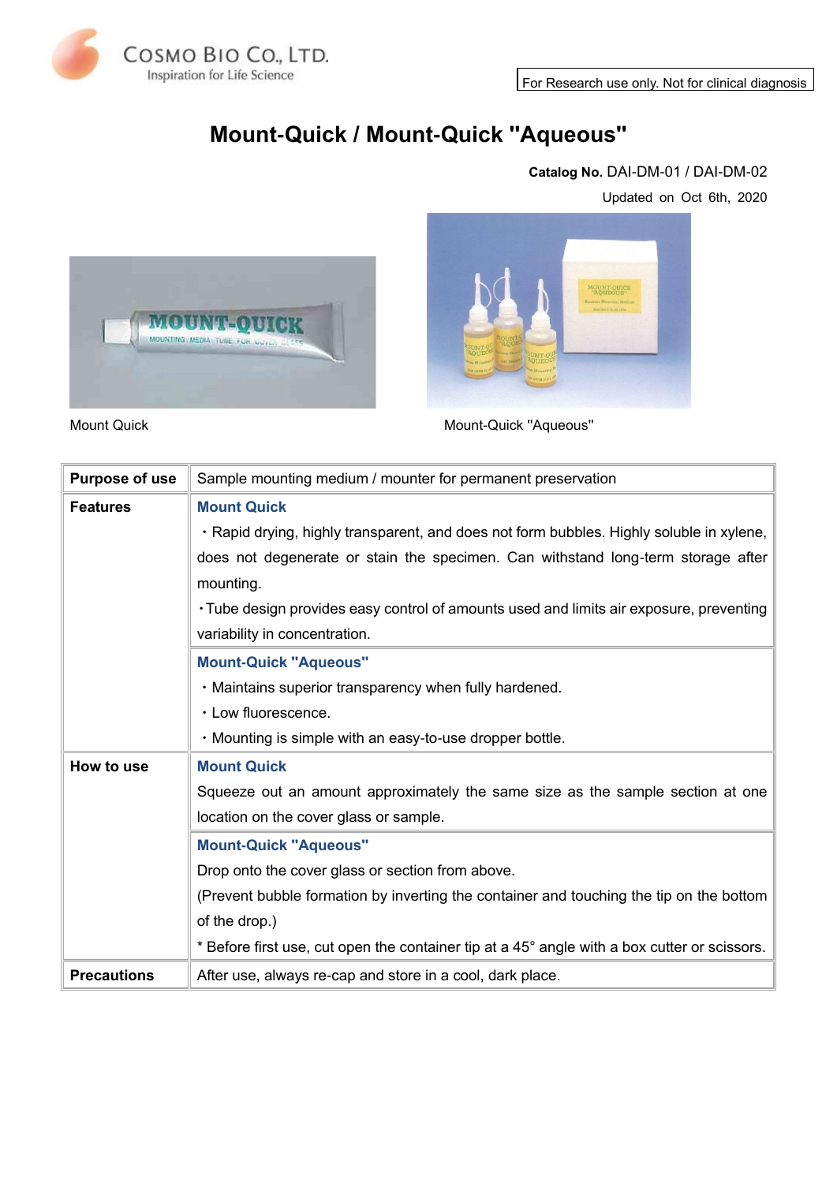COSMO BIO CO., LTD.
Inspiration for Life Science

For Research use only. Not for clinical diagnosis

# Mount-Quick / Mount-Quick "Aqueous"

**Catalog No.** DAI-DM-01 / DAI-DM-02

Updated on Oct 6th, 2020

Mount Quick

Mount-Quick "Aqueous"

| | |
|---|---|
| **Purpose of use** | Sample mounting medium / mounter for permanent preservation |
| **Features** | **Mount Quick**<br>・Rapid drying, highly transparent, and does not form bubbles. Highly soluble in xylene, does not degenerate or stain the specimen. Can withstand long-term storage after mounting.<br>・Tube design provides easy control of amounts used and limits air exposure, preventing variability in concentration. |
| | **Mount-Quick "Aqueous"**<br>・Maintains superior transparency when fully hardened.<br>・Low fluorescence.<br>・Mounting is simple with an easy-to-use dropper bottle. |
| **How to use** | **Mount Quick**<br>Squeeze out an amount approximately the same size as the sample section at one location on the cover glass or sample. |
| | **Mount-Quick "Aqueous"**<br>Drop onto the cover glass or section from above.<br>(Prevent bubble formation by inverting the container and touching the tip on the bottom of the drop.)<br>* Before first use, cut open the container tip at a 45° angle with a box cutter or scissors. |
| **Precautions** | After use, always re-cap and store in a cool, dark place. |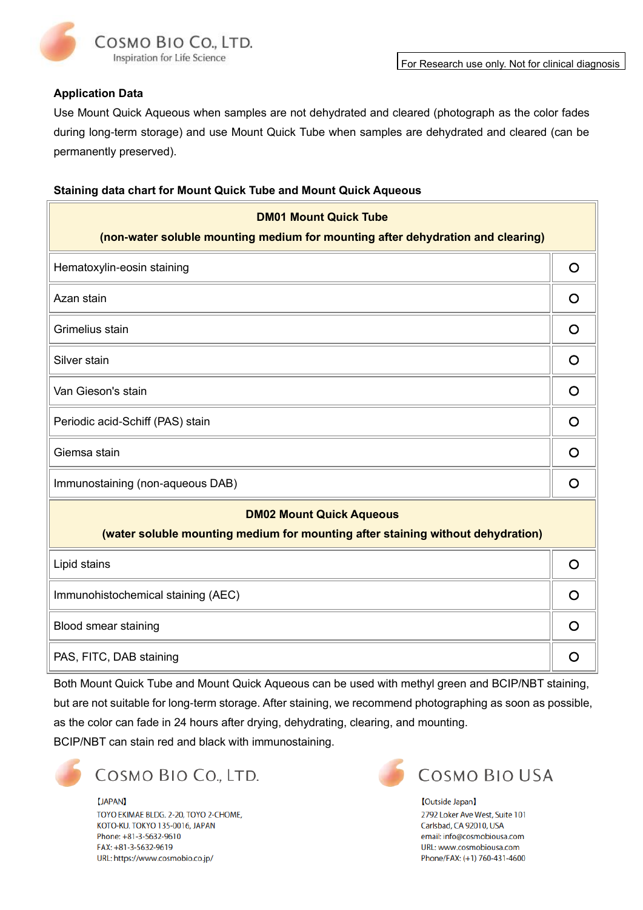For Research use only. Not for clinical diagnosis

**Application Data**

Use Mount Quick Aqueous when samples are not dehydrated and cleared (photograph as the color fades during long-term storage) and use Mount Quick Tube when samples are dehydrated and cleared (can be permanently preserved).

**Staining data chart for Mount Quick Tube and Mount Quick Aqueous**

| | |
|---|---|
| **DM01 Mount Quick Tube (non-water soluble mounting medium for mounting after dehydration and clearing)** | |
| Hematoxylin-eosin staining | O |
| Azan stain | O |
| Grimelius stain | O |
| Silver stain | O |
| Van Gieson's stain | O |
| Periodic acid-Schiff (PAS) stain | O |
| Giemsa stain | O |
| Immunostaining (non-aqueous DAB) | O |
| **DM02 Mount Quick Aqueous (water soluble mounting medium for mounting after staining without dehydration)** | |
| Lipid stains | O |
| Immunohistochemical staining (AEC) | O |
| Blood smear staining | O |
| PAS, FITC, DAB staining | O |

Both Mount Quick Tube and Mount Quick Aqueous can be used with methyl green and BCIP/NBT staining, but are not suitable for long-term storage. After staining, we recommend photographing as soon as possible, as the color can fade in 24 hours after drying, dehydrating, clearing, and mounting.

BCIP/NBT can stain red and black with immunostaining.

**COSMO BIO CO., LTD.**

【JAPAN】
TOYO EKIMAE BLDG. 2-20, TOYO 2-CHOME,
KOTO-KU, TOKYO 135-0016, JAPAN
Phone: +81-3-5632-9610
FAX: +81-3-5632-9619
URL: https://www.cosmobio.co.jp/

**COSMO BIO USA**

【Outside Japan】
2792 Loker Ave West, Suite 101
Carlsbad, CA 92010, USA
email: info@cosmobiousa.com
URL: www.cosmobiousa.com
Phone/FAX: (+1) 760-431-4600